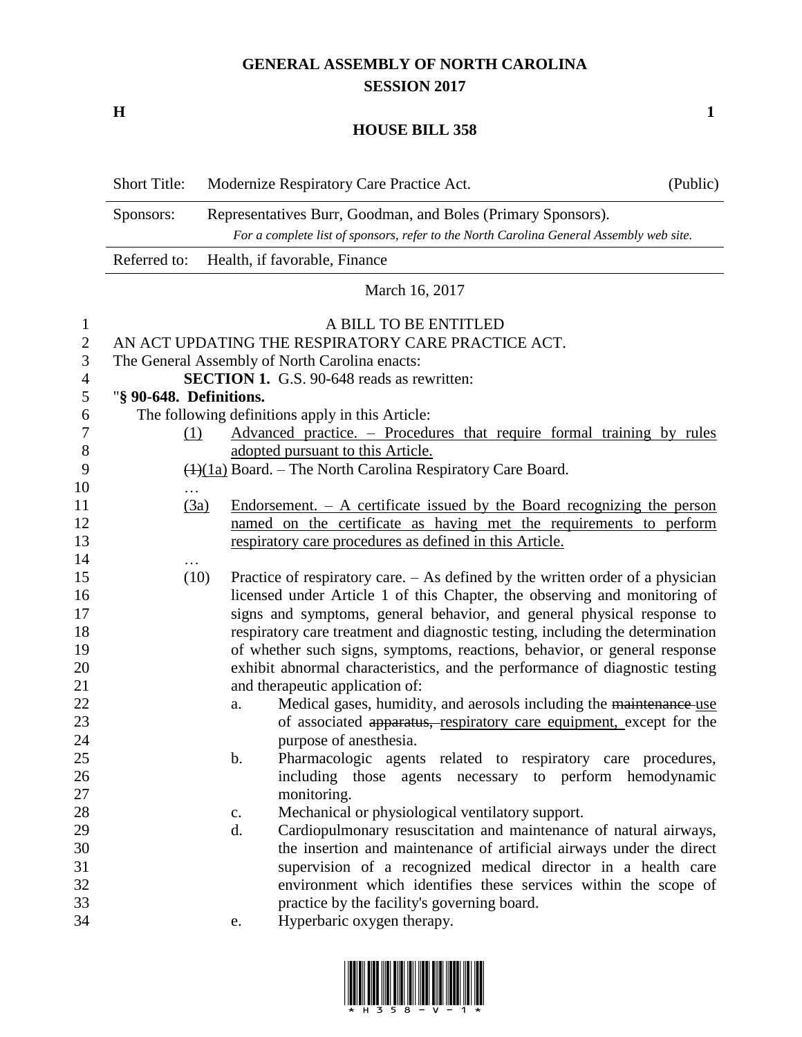# GENERAL ASSEMBLY OF NORTH CAROLINA
## SESSION 2017

**H** **1**

## HOUSE BILL 358

| Short Title: | Modernize Respiratory Care Practice Act. | (Public) |
|---|---|---|
| Sponsors: | Representatives Burr, Goodman, and Boles (Primary Sponsors). *For a complete list of sponsors, refer to the North Carolina General Assembly web site.* | |
| Referred to: | Health, if favorable, Finance | |

March 16, 2017

A BILL TO BE ENTITLED

AN ACT UPDATING THE RESPIRATORY CARE PRACTICE ACT.

The General Assembly of North Carolina enacts:

**SECTION 1.** G.S. 90-648 reads as rewritten:

"**§ 90-648. Definitions.**

The following definitions apply in this Article:

(1) Advanced practice. – Procedures that require formal training by rules adopted pursuant to this Article.

~~(1)~~(1a) Board. – The North Carolina Respiratory Care Board.

…

(3a) Endorsement. – A certificate issued by the Board recognizing the person named on the certificate as having met the requirements to perform respiratory care procedures as defined in this Article.

…

(10) Practice of respiratory care. – As defined by the written order of a physician licensed under Article 1 of this Chapter, the observing and monitoring of signs and symptoms, general behavior, and general physical response to respiratory care treatment and diagnostic testing, including the determination of whether such signs, symptoms, reactions, behavior, or general response exhibit abnormal characteristics, and the performance of diagnostic testing and therapeutic application of:

a. Medical gases, humidity, and aerosols including the ~~maintenance~~ use of associated ~~apparatus,~~ respiratory care equipment, except for the purpose of anesthesia.

b. Pharmacologic agents related to respiratory care procedures, including those agents necessary to perform hemodynamic monitoring.

c. Mechanical or physiological ventilatory support.

d. Cardiopulmonary resuscitation and maintenance of natural airways, the insertion and maintenance of artificial airways under the direct supervision of a recognized medical director in a health care environment which identifies these services within the scope of practice by the facility's governing board.

e. Hyperbaric oxygen therapy.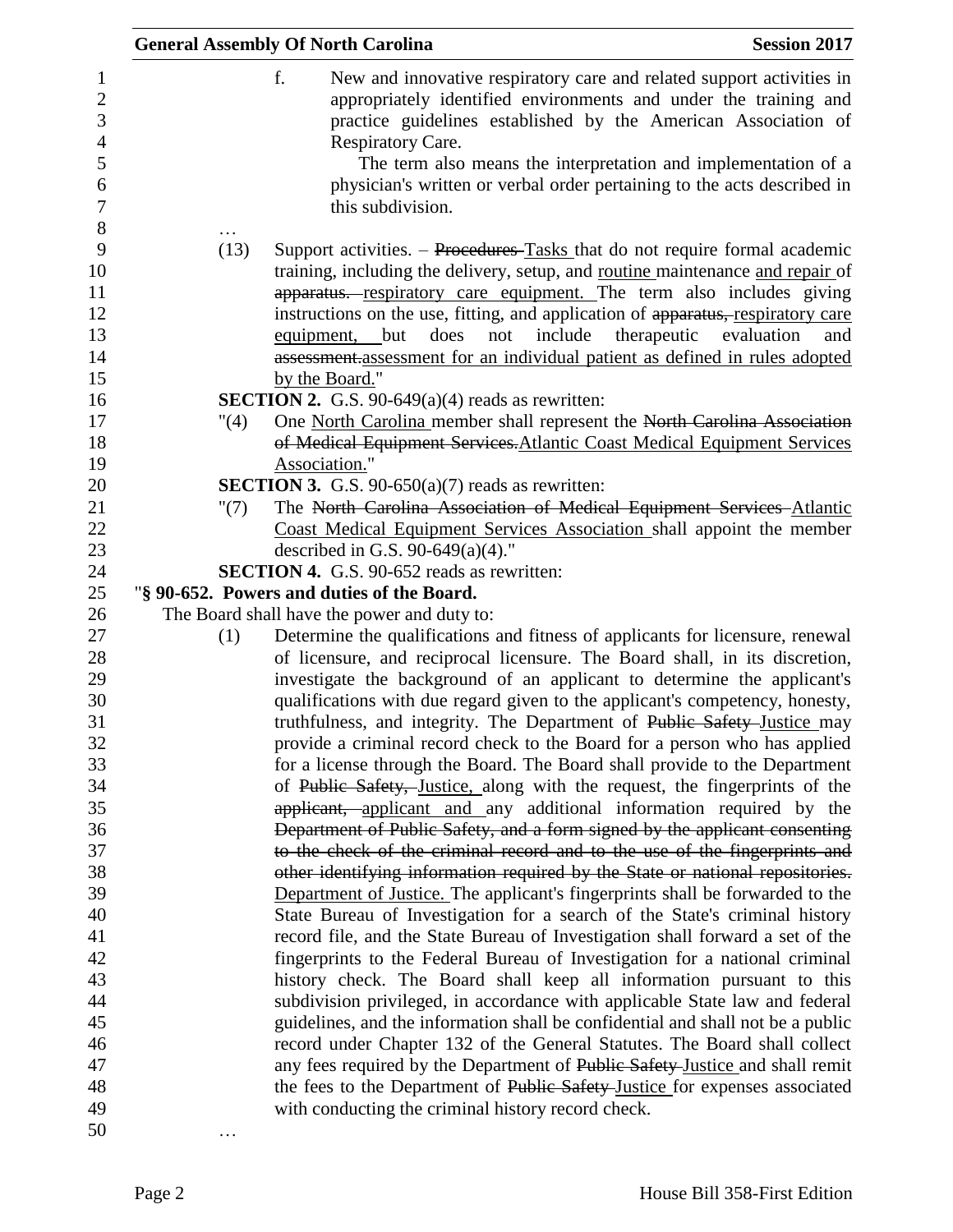f. New and innovative respiratory care and related support activities in appropriately identified environments and under the training and practice guidelines established by the American Association of Respiratory Care.

The term also means the interpretation and implementation of a physician's written or verbal order pertaining to the acts described in this subdivision.

…

(13) Support activities. – ~~Procedures~~ Tasks that do not require formal academic training, including the delivery, setup, and routine maintenance and repair of ~~apparatus.~~ respiratory care equipment. The term also includes giving instructions on the use, fitting, and application of ~~apparatus,~~ respiratory care equipment, but does not include therapeutic evaluation and ~~assessment.~~assessment for an individual patient as defined in rules adopted by the Board."

**SECTION 2.** G.S. 90-649(a)(4) reads as rewritten:

"(4) One North Carolina member shall represent the ~~North Carolina Association of Medical Equipment Services.~~Atlantic Coast Medical Equipment Services Association."

**SECTION 3.** G.S. 90-650(a)(7) reads as rewritten:

"(7) The ~~North Carolina Association of Medical Equipment Services~~ Atlantic Coast Medical Equipment Services Association shall appoint the member described in G.S. 90-649(a)(4)."

**SECTION 4.** G.S. 90-652 reads as rewritten:

"**§ 90-652. Powers and duties of the Board.**

The Board shall have the power and duty to:

(1) Determine the qualifications and fitness of applicants for licensure, renewal of licensure, and reciprocal licensure. The Board shall, in its discretion, investigate the background of an applicant to determine the applicant's qualifications with due regard given to the applicant's competency, honesty, truthfulness, and integrity. The Department of ~~Public Safety~~ Justice may provide a criminal record check to the Board for a person who has applied for a license through the Board. The Board shall provide to the Department of ~~Public Safety,~~ Justice, along with the request, the fingerprints of the ~~applicant,~~ applicant and any additional information required by the ~~Department of Public Safety, and a form signed by the applicant consenting to the check of the criminal record and to the use of the fingerprints and other identifying information required by the State or national repositories.~~ Department of Justice. The applicant's fingerprints shall be forwarded to the State Bureau of Investigation for a search of the State's criminal history record file, and the State Bureau of Investigation shall forward a set of the fingerprints to the Federal Bureau of Investigation for a national criminal history check. The Board shall keep all information pursuant to this subdivision privileged, in accordance with applicable State law and federal guidelines, and the information shall be confidential and shall not be a public record under Chapter 132 of the General Statutes. The Board shall collect any fees required by the Department of ~~Public Safety~~ Justice and shall remit the fees to the Department of ~~Public Safety~~ Justice for expenses associated with conducting the criminal history record check.

…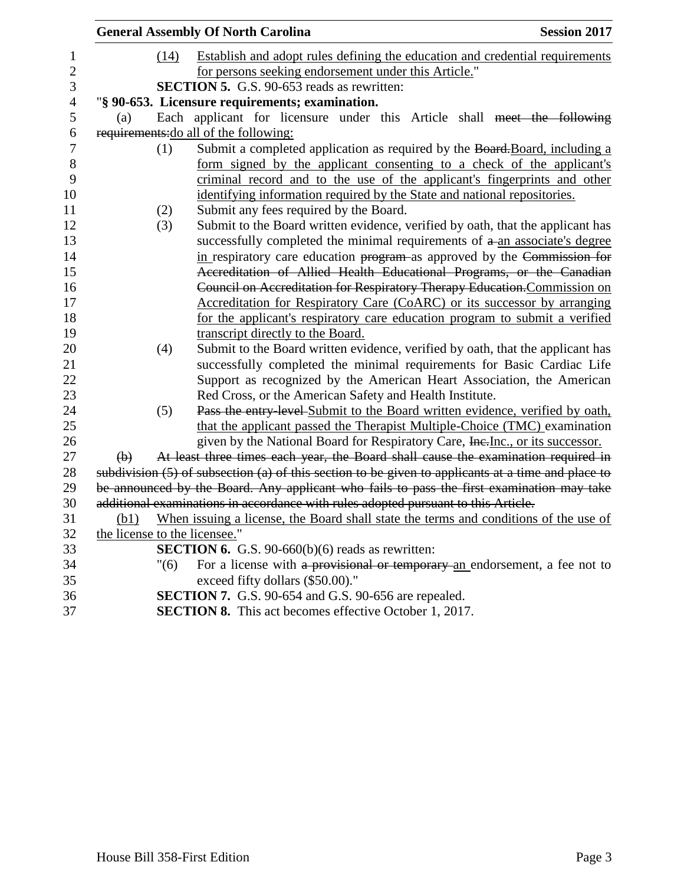<u>(14) Establish and adopt rules defining the education and credential requirements for persons seeking endorsement under this Article.</u>"

**SECTION 5.** G.S. 90-653 reads as rewritten:

"**§ 90-653. Licensure requirements; examination.**

(a) Each applicant for licensure under this Article shall ~~meet the following requirements:~~<u>do all of the following:</u>

(1) Submit a completed application as required by the ~~Board.~~<u>Board, including a form signed by the applicant consenting to a check of the applicant's criminal record and to the use of the applicant's fingerprints and other identifying information required by the State and national repositories.</u>

(2) Submit any fees required by the Board.

(3) Submit to the Board written evidence, verified by oath, that the applicant has successfully completed the minimal requirements of ~~a~~ <u>an associate's degree in</u> respiratory care education ~~program~~ as approved by the ~~Commission for Accreditation of Allied Health Educational Programs, or the Canadian Council on Accreditation for Respiratory Therapy Education.~~<u>Commission on Accreditation for Respiratory Care (CoARC) or its successor by arranging for the applicant's respiratory care education program to submit a verified transcript directly to the Board.</u>

(4) Submit to the Board written evidence, verified by oath, that the applicant has successfully completed the minimal requirements for Basic Cardiac Life Support as recognized by the American Heart Association, the American Red Cross, or the American Safety and Health Institute.

(5) ~~Pass the entry-level~~ <u>Submit to the Board written evidence, verified by oath, that the applicant passed the Therapist Multiple-Choice (TMC)</u> examination given by the National Board for Respiratory Care, ~~Inc.~~<u>Inc., or its successor.</u>

~~(b) At least three times each year, the Board shall cause the examination required in subdivision (5) of subsection (a) of this section to be given to applicants at a time and place to be announced by the Board. Any applicant who fails to pass the first examination may take additional examinations in accordance with rules adopted pursuant to this Article.~~

<u>(b1) When issuing a license, the Board shall state the terms and conditions of the use of the license to the licensee.</u>"

**SECTION 6.** G.S. 90-660(b)(6) reads as rewritten:

"(6) For a license with ~~a provisional or temporary~~ <u>an</u> endorsement, a fee not to exceed fifty dollars ($50.00)."

**SECTION 7.** G.S. 90-654 and G.S. 90-656 are repealed.

**SECTION 8.** This act becomes effective October 1, 2017.